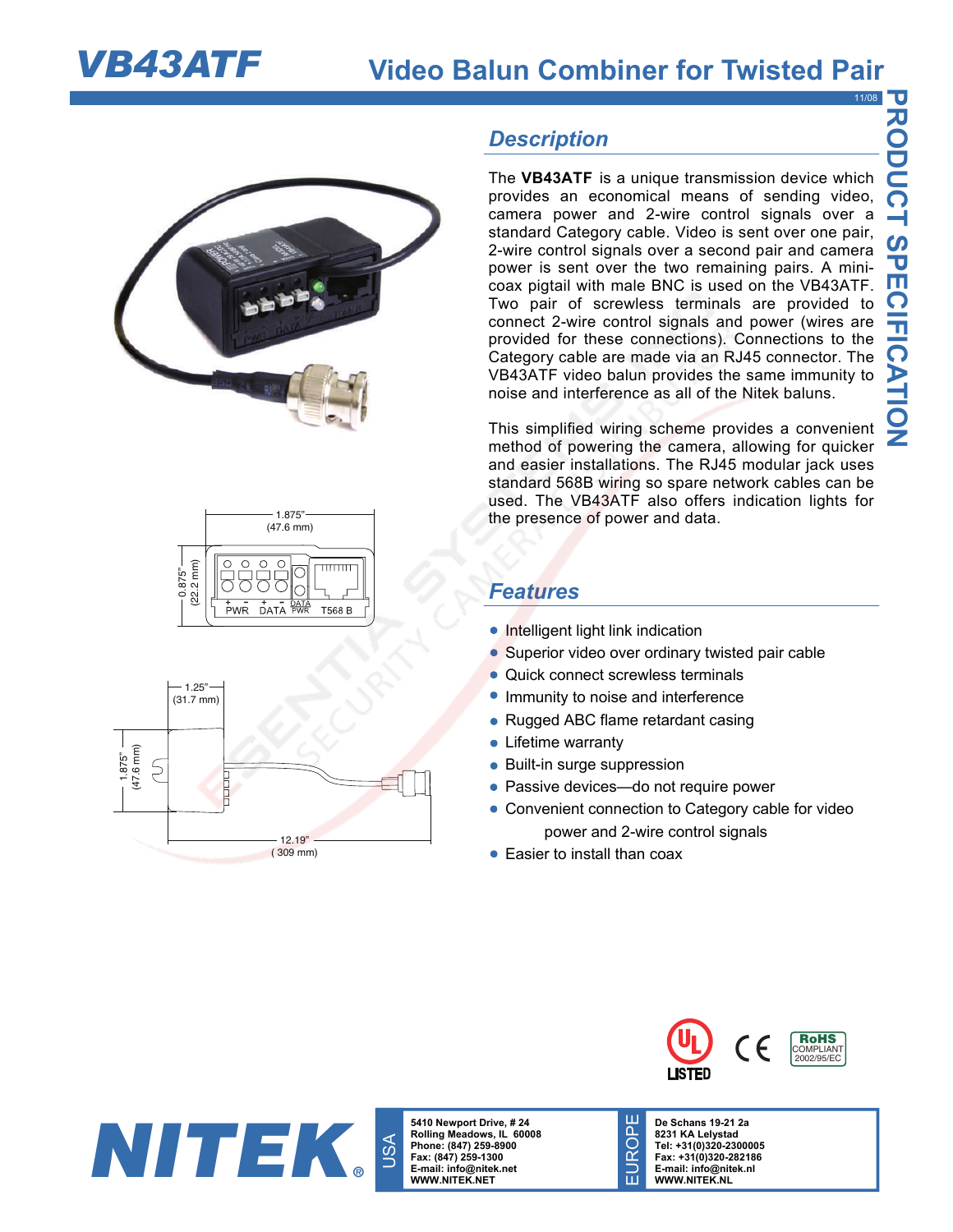# VB43ATF

## Video Balun Combiner for Twisted Pair

11/08

PRODUCT SPECIFICATION

1.875" (47.6 mm)

0.875" (22.2 mm)

PWR DATA DATA PWR T568 B

1.25" (31.7 mm)

1.875" (47.6 mm)

12.19" ( 309 mm)

## Description

The **VB43ATF** is a unique transmission device which provides an economical means of sending video, camera power and 2-wire control signals over a standard Category cable. Video is sent over one pair, 2-wire control signals over a second pair and camera power is sent over the two remaining pairs. A mini-coax pigtail with male BNC is used on the VB43ATF. Two pair of screwless terminals are provided to connect 2-wire control signals and power (wires are provided for these connections). Connections to the Category cable are made via an RJ45 connector. The VB43ATF video balun provides the same immunity to noise and interference as all of the Nitek baluns.

This simplified wiring scheme provides a convenient method of powering the camera, allowing for quicker and easier installations. The RJ45 modular jack uses standard 568B wiring so spare network cables can be used. The VB43ATF also offers indication lights for the presence of power and data.

## Features

- Intelligent light link indication
- Superior video over ordinary twisted pair cable
- Quick connect screwless terminals
- Immunity to noise and interference
- Rugged ABC flame retardant casing
- Lifetime warranty
- Built-in surge suppression
- Passive devices—do not require power
- Convenient connection to Category cable for video power and 2-wire control signals
- Easier to install than coax

UL LISTED CE RoHS COMPLIANT 2002/95/EC

NITEK®

USA
**5410 Newport Drive, # 24**
**Rolling Meadows, IL 60008**
**Phone: (847) 259-8900**
**Fax: (847) 259-1300**
**E-mail: info@nitek.net**
**WWW.NITEK.NET**

EUROPE
**De Schans 19-21 2a**
**8231 KA Lelystad**
**Tel: +31(0)320-2300005**
**Fax: +31(0)320-282186**
**E-mail: info@nitek.nl**
**WWW.NITEK.NL**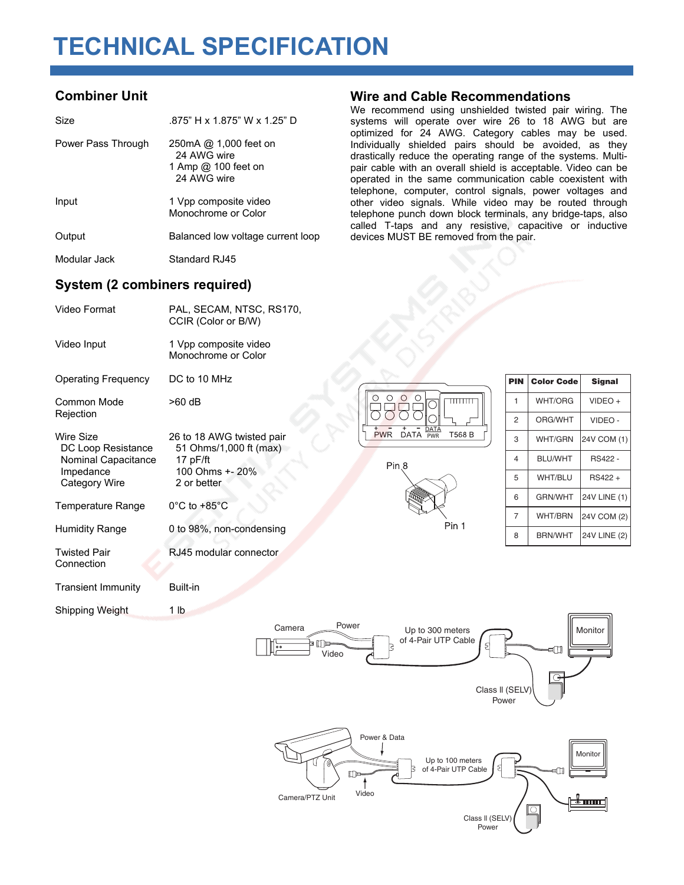# TECHNICAL SPECIFICATION

## Combiner Unit

| | |
|---|---|
| Size | .875" H x 1.875" W x 1.25" D |
| Power Pass Through | 250mA @ 1,000 feet on 24 AWG wire<br>1 Amp @ 100 feet on 24 AWG wire |
| Input | 1 Vpp composite video<br>Monochrome or Color |
| Output | Balanced low voltage current loop |
| Modular Jack | Standard RJ45 |

## System (2 combiners required)

| | |
|---|---|
| Video Format | PAL, SECAM, NTSC, RS170, CCIR (Color or B/W) |
| Video Input | 1 Vpp composite video<br>Monochrome or Color |
| Operating Frequency | DC to 10 MHz |
| Common Mode Rejection | >60 dB |
| Wire Size | 26 to 18 AWG twisted pair |
| DC Loop Resistance | 51 Ohms/1,000 ft (max) |
| Nominal Capacitance | 17 pF/ft |
| Impedance | 100 Ohms +- 20% |
| Category Wire | 2 or better |
| Temperature Range | 0°C to +85°C |
| Humidity Range | 0 to 98%, non-condensing |
| Twisted Pair Connection | RJ45 modular connector |
| Transient Immunity | Built-in |
| Shipping Weight | 1 lb |

## Wire and Cable Recommendations

We recommend using unshielded twisted pair wiring. The systems will operate over wire 26 to 18 AWG but are optimized for 24 AWG. Category cables may be used. Individually shielded pairs should be avoided, as they drastically reduce the operating range of the systems. Multi-pair cable with an overall shield is acceptable. Video can be operated in the same communication cable coexistent with telephone, computer, control signals, power voltages and other video signals. While video may be routed through telephone punch down block terminals, any bridge-taps, also called T-taps and any resistive, capacitive or inductive devices MUST BE removed from the pair.

+ − + − DATA PWR
PWR DATA T568 B

Pin 8
Pin 1

| PIN | Color Code | Signal |
|---|---|---|
| 1 | WHT/ORG | VIDEO + |
| 2 | ORG/WHT | VIDEO - |
| 3 | WHT/GRN | 24V COM (1) |
| 4 | BLU/WHT | RS422 - |
| 5 | WHT/BLU | RS422 + |
| 6 | GRN/WHT | 24V LINE (1) |
| 7 | WHT/BRN | 24V COM (2) |
| 8 | BRN/WHT | 24V LINE (2) |

Camera
Power
Video
Up to 300 meters of 4-Pair UTP Cable
Monitor
Class II (SELV) Power

Power & Data
Camera/PTZ Unit
Video
Up to 100 meters of 4-Pair UTP Cable
Monitor
Class II (SELV) Power